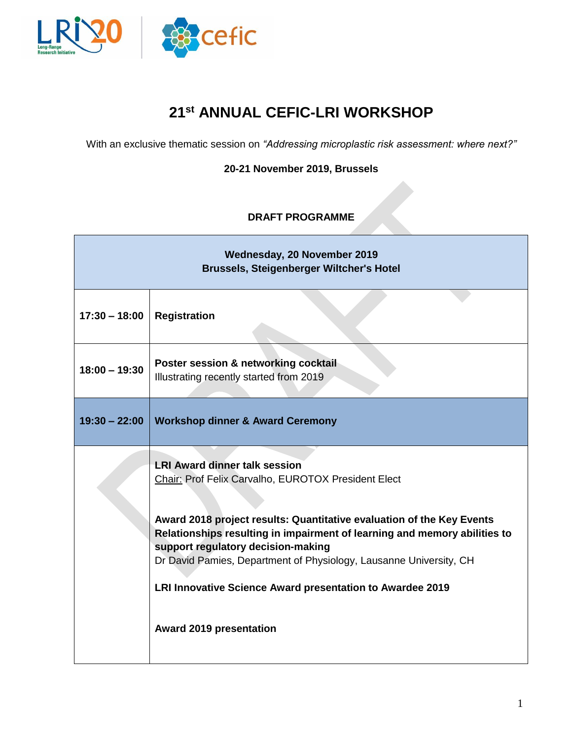# 21st ANNUAL CEFIC-LRI WORKSHOP

With an exclusive thematic session on *"Addressing microplastic risk assessment: where next?"*

**20-21 November 2019, Brussels**

**DRAFT PROGRAMME**

| **Wednesday, 20 November 2019**<br>**Brussels, Steigenberger Wiltcher's Hotel** | |
|---|---|
| **17:30 – 18:00** | **Registration** |
| **18:00 – 19:30** | **Poster session & networking cocktail**<br>Illustrating recently started from 2019 |
| **19:30 – 22:00** | **Workshop dinner & Award Ceremony** |
| | **LRI Award dinner talk session**<br>Chair: Prof Felix Carvalho, EUROTOX President Elect<br><br>**Award 2018 project results: Quantitative evaluation of the Key Events Relationships resulting in impairment of learning and memory abilities to support regulatory decision-making**<br>Dr David Pamies, Department of Physiology, Lausanne University, CH<br><br>**LRI Innovative Science Award presentation to Awardee 2019**<br><br>**Award 2019 presentation** |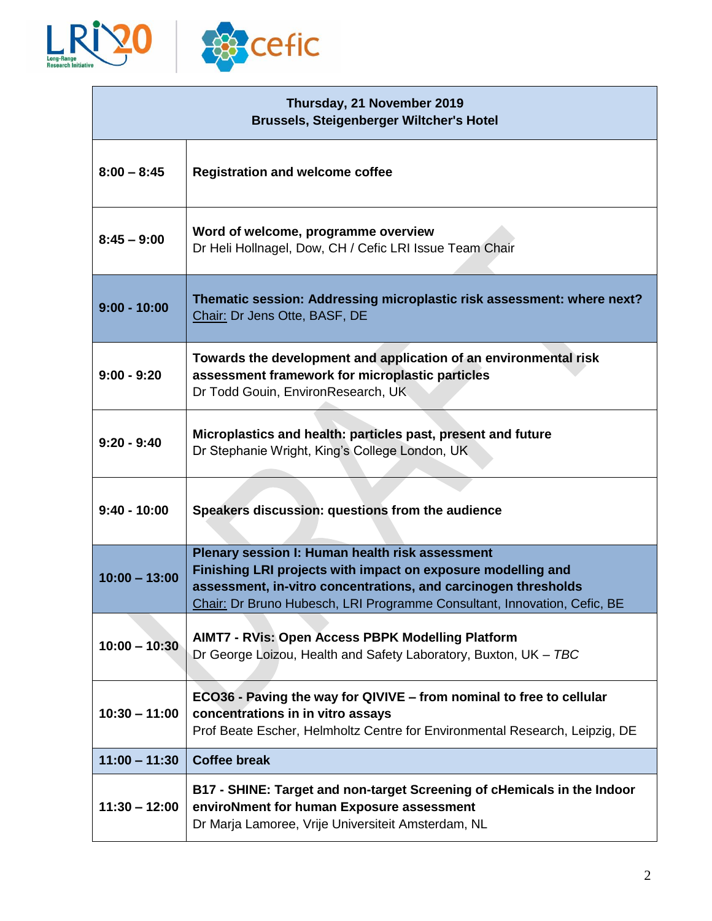| Thursday, 21 November 2019<br>Brussels, Steigenberger Wiltcher's Hotel | |
|---|---|
| **8:00 – 8:45** | **Registration and welcome coffee** |
| **8:45 – 9:00** | **Word of welcome, programme overview**<br>Dr Heli Hollnagel, Dow, CH / Cefic LRI Issue Team Chair |
| **9:00 - 10:00** | **Thematic session: Addressing microplastic risk assessment: where next?**<br>Chair: Dr Jens Otte, BASF, DE |
| **9:00 - 9:20** | **Towards the development and application of an environmental risk assessment framework for microplastic particles**<br>Dr Todd Gouin, EnvironResearch, UK |
| **9:20 - 9:40** | **Microplastics and health: particles past, present and future**<br>Dr Stephanie Wright, King's College London, UK |
| **9:40 - 10:00** | **Speakers discussion: questions from the audience** |
| **10:00 – 13:00** | **Plenary session I: Human health risk assessment**<br>**Finishing LRI projects with impact on exposure modelling and assessment, in-vitro concentrations, and carcinogen thresholds**<br>Chair: Dr Bruno Hubesch, LRI Programme Consultant, Innovation, Cefic, BE |
| **10:00 – 10:30** | **AIMT7 - RVis: Open Access PBPK Modelling Platform**<br>Dr George Loizou, Health and Safety Laboratory, Buxton, UK – *TBC* |
| **10:30 – 11:00** | **ECO36 - Paving the way for QIVIVE – from nominal to free to cellular concentrations in in vitro assays**<br>Prof Beate Escher, Helmholtz Centre for Environmental Research, Leipzig, DE |
| **11:00 – 11:30** | **Coffee break** |
| **11:30 – 12:00** | **B17 - SHINE: Target and non-target Screening of cHemicals in the Indoor enviroNment for human Exposure assessment**<br>Dr Marja Lamoree, Vrije Universiteit Amsterdam, NL |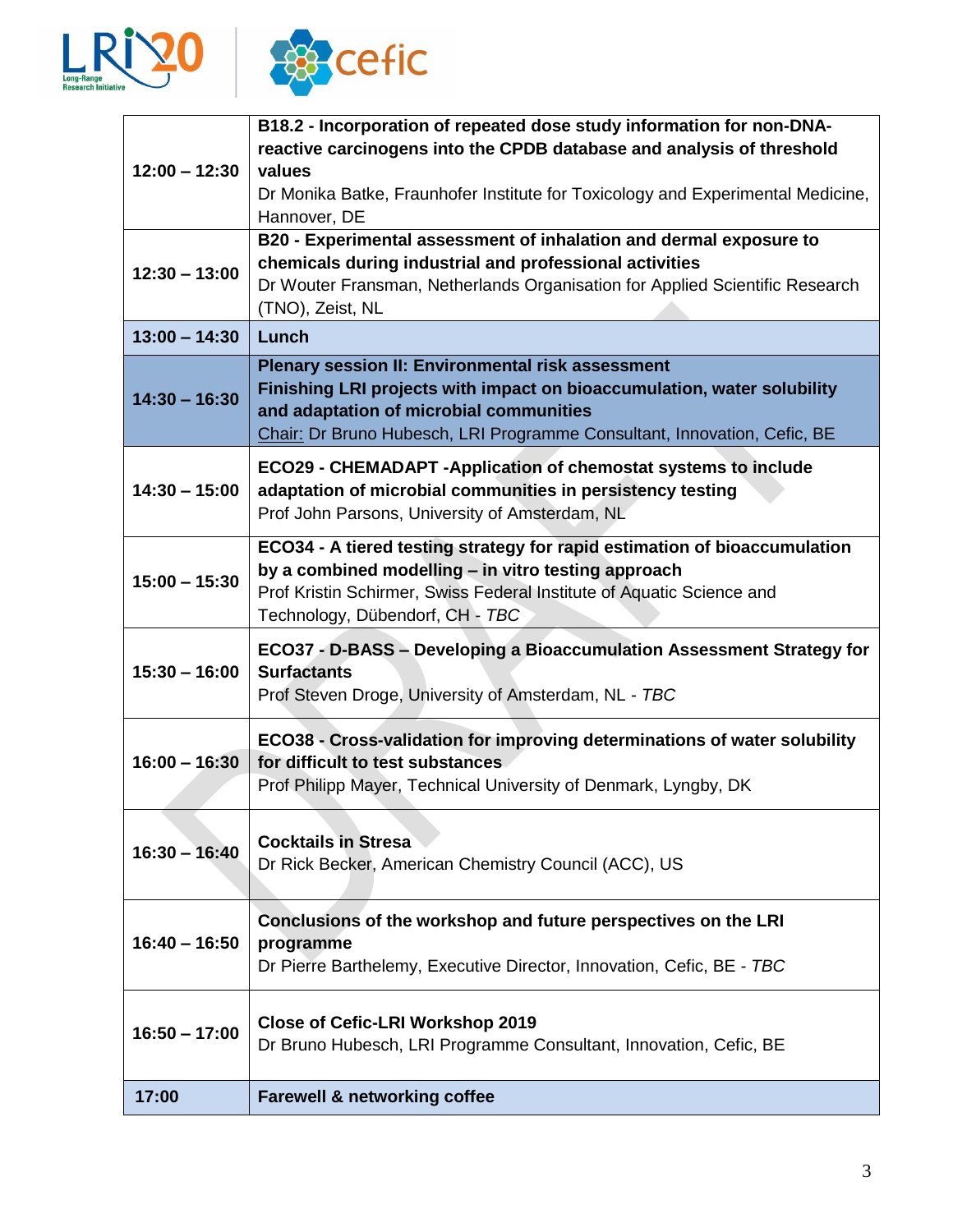| | |
|---|---|
| **12:00 – 12:30** | **B18.2 - Incorporation of repeated dose study information for non-DNA-reactive carcinogens into the CPDB database and analysis of threshold values**<br>Dr Monika Batke, Fraunhofer Institute for Toxicology and Experimental Medicine, Hannover, DE |
| **12:30 – 13:00** | **B20 - Experimental assessment of inhalation and dermal exposure to chemicals during industrial and professional activities**<br>Dr Wouter Fransman, Netherlands Organisation for Applied Scientific Research (TNO), Zeist, NL |
| **13:00 – 14:30** | **Lunch** |
| **14:30 – 16:30** | **Plenary session II: Environmental risk assessment**<br>**Finishing LRI projects with impact on bioaccumulation, water solubility and adaptation of microbial communities**<br>Chair: Dr Bruno Hubesch, LRI Programme Consultant, Innovation, Cefic, BE |
| **14:30 – 15:00** | **ECO29 - CHEMADAPT -Application of chemostat systems to include adaptation of microbial communities in persistency testing**<br>Prof John Parsons, University of Amsterdam, NL |
| **15:00 – 15:30** | **ECO34 - A tiered testing strategy for rapid estimation of bioaccumulation by a combined modelling – in vitro testing approach**<br>Prof Kristin Schirmer, Swiss Federal Institute of Aquatic Science and Technology, Dübendorf, CH - *TBC* |
| **15:30 – 16:00** | **ECO37 - D-BASS – Developing a Bioaccumulation Assessment Strategy for Surfactants**<br>Prof Steven Droge, University of Amsterdam, NL - *TBC* |
| **16:00 – 16:30** | **ECO38 - Cross-validation for improving determinations of water solubility for difficult to test substances**<br>Prof Philipp Mayer, Technical University of Denmark, Lyngby, DK |
| **16:30 – 16:40** | **Cocktails in Stresa**<br>Dr Rick Becker, American Chemistry Council (ACC), US |
| **16:40 – 16:50** | **Conclusions of the workshop and future perspectives on the LRI programme**<br>Dr Pierre Barthelemy, Executive Director, Innovation, Cefic, BE - *TBC* |
| **16:50 – 17:00** | **Close of Cefic-LRI Workshop 2019**<br>Dr Bruno Hubesch, LRI Programme Consultant, Innovation, Cefic, BE |
| **17:00** | **Farewell & networking coffee** |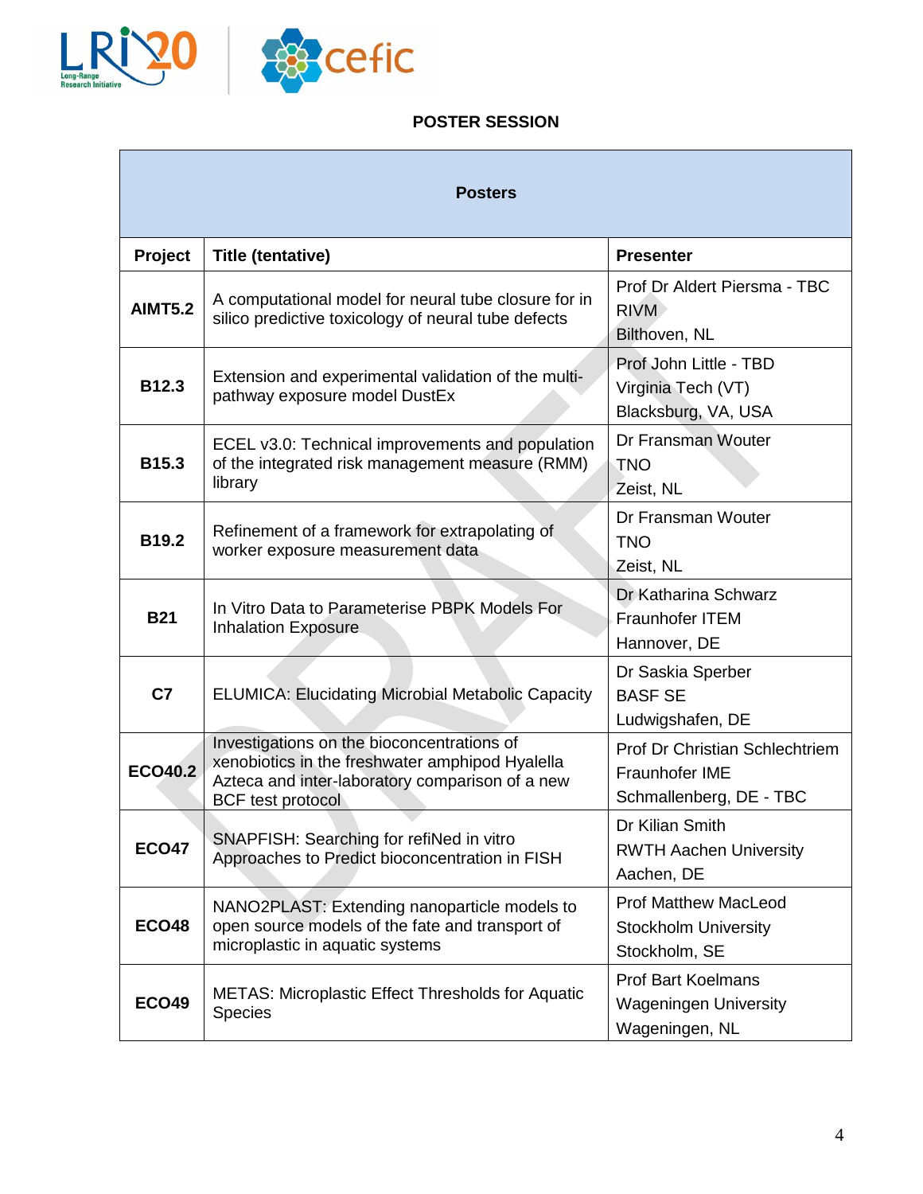## POSTER SESSION

| Posters | | |
|---|---|---|
| **Project** | **Title (tentative)** | **Presenter** |
| **AIMT5.2** | A computational model for neural tube closure for in silico predictive toxicology of neural tube defects | Prof Dr Aldert Piersma - TBC<br>RIVM<br>Bilthoven, NL |
| **B12.3** | Extension and experimental validation of the multi-pathway exposure model DustEx | Prof John Little - TBD<br>Virginia Tech (VT)<br>Blacksburg, VA, USA |
| **B15.3** | ECEL v3.0: Technical improvements and population of the integrated risk management measure (RMM) library | Dr Fransman Wouter<br>TNO<br>Zeist, NL |
| **B19.2** | Refinement of a framework for extrapolating of worker exposure measurement data | Dr Fransman Wouter<br>TNO<br>Zeist, NL |
| **B21** | In Vitro Data to Parameterise PBPK Models For Inhalation Exposure | Dr Katharina Schwarz<br>Fraunhofer ITEM<br>Hannover, DE |
| **C7** | ELUMICA: Elucidating Microbial Metabolic Capacity | Dr Saskia Sperber<br>BASF SE<br>Ludwigshafen, DE |
| **ECO40.2** | Investigations on the bioconcentrations of xenobiotics in the freshwater amphipod Hyalella Azteca and inter-laboratory comparison of a new BCF test protocol | Prof Dr Christian Schlechtriem<br>Fraunhofer IME<br>Schmallenberg, DE - TBC |
| **ECO47** | SNAPFISH: Searching for refiNed in vitro Approaches to Predict bioconcentration in FISH | Dr Kilian Smith<br>RWTH Aachen University<br>Aachen, DE |
| **ECO48** | NANO2PLAST: Extending nanoparticle models to open source models of the fate and transport of microplastic in aquatic systems | Prof Matthew MacLeod<br>Stockholm University<br>Stockholm, SE |
| **ECO49** | METAS: Microplastic Effect Thresholds for Aquatic Species | Prof Bart Koelmans<br>Wageningen University<br>Wageningen, NL |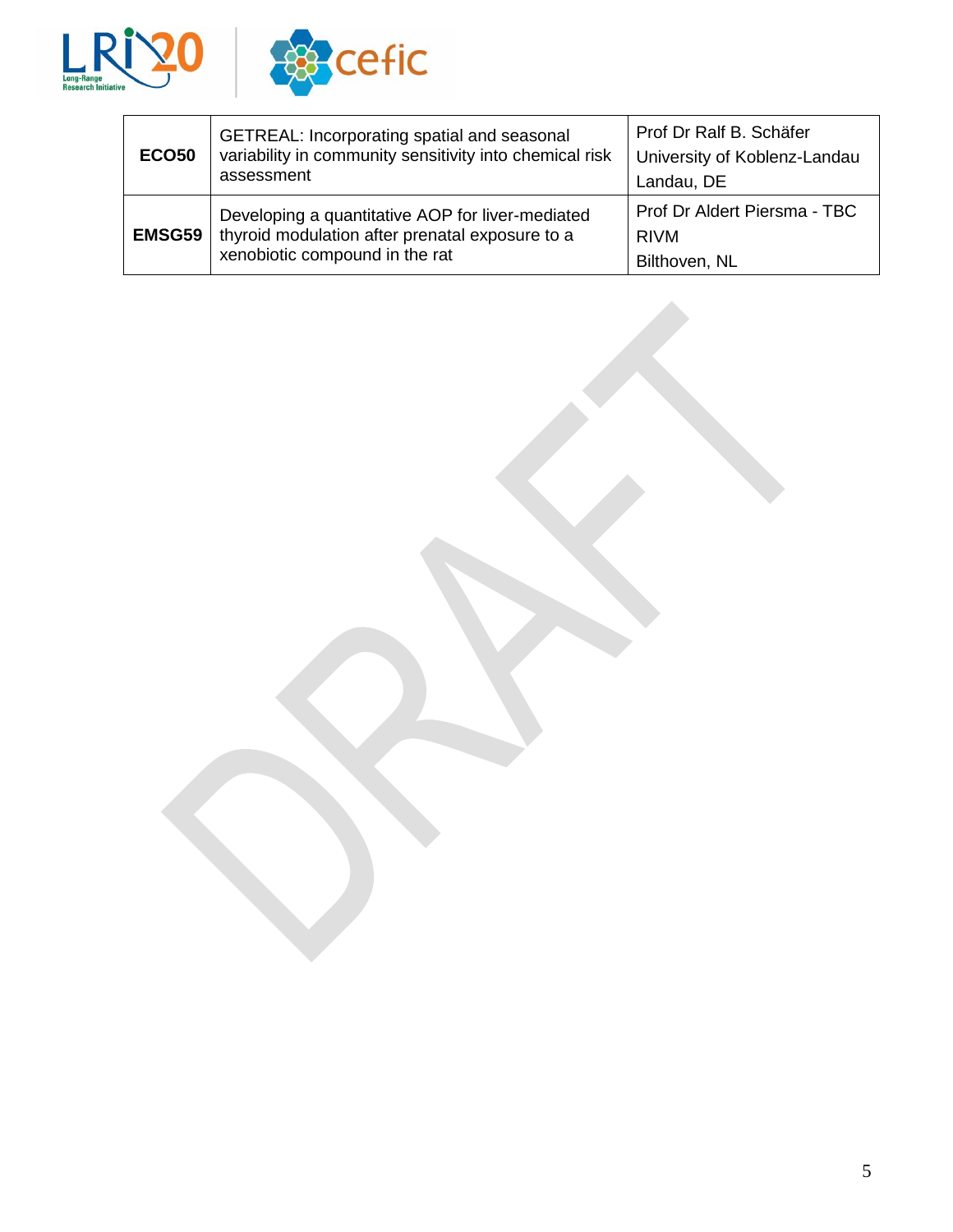| | | |
|---|---|---|
| **ECO50** | GETREAL: Incorporating spatial and seasonal variability in community sensitivity into chemical risk assessment | Prof Dr Ralf B. Schäfer<br>University of Koblenz-Landau<br>Landau, DE |
| **EMSG59** | Developing a quantitative AOP for liver-mediated thyroid modulation after prenatal exposure to a xenobiotic compound in the rat | Prof Dr Aldert Piersma - TBC<br>RIVM<br>Bilthoven, NL |